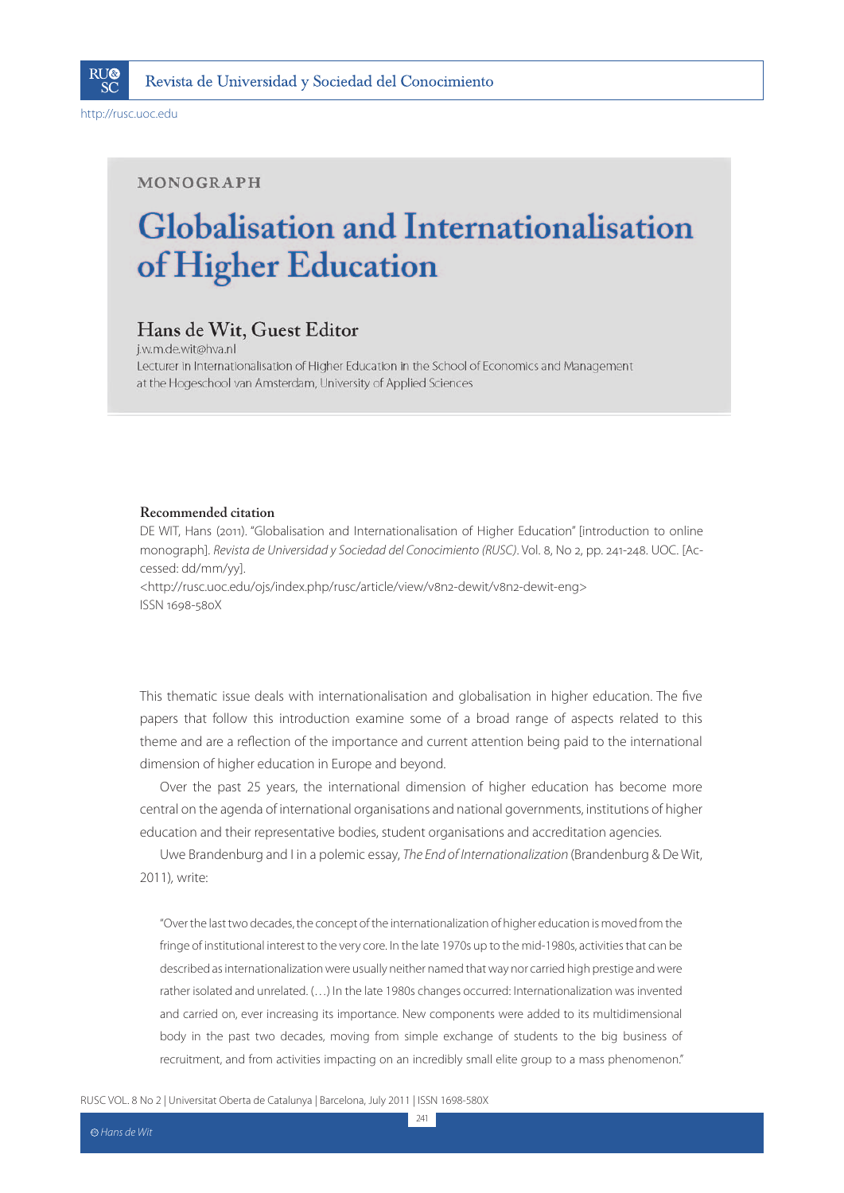MONOGRAPH

# Globalisation and Internationalisation of Higher Education

## Hans de Wit, Guest Editor

j.w.m.de.wit@hva.nl
Lecturer in Internationalisation of Higher Education in the School of Economics and Management at the Hogeschool van Amsterdam, University of Applied Sciences

**Recommended citation**

DE WIT, Hans (2011). "Globalisation and Internationalisation of Higher Education" [introduction to online monograph]. *Revista de Universidad y Sociedad del Conocimiento (RUSC)*. Vol. 8, No 2, pp. 241-248. UOC. [Accessed: dd/mm/yy].
<http://rusc.uoc.edu/ojs/index.php/rusc/article/view/v8n2-dewit/v8n2-dewit-eng>
ISSN 1698-580X

This thematic issue deals with internationalisation and globalisation in higher education. The five papers that follow this introduction examine some of a broad range of aspects related to this theme and are a reflection of the importance and current attention being paid to the international dimension of higher education in Europe and beyond.

Over the past 25 years, the international dimension of higher education has become more central on the agenda of international organisations and national governments, institutions of higher education and their representative bodies, student organisations and accreditation agencies.

Uwe Brandenburg and I in a polemic essay, *The End of Internationalization* (Brandenburg & De Wit, 2011), write:

> "Over the last two decades, the concept of the internationalization of higher education is moved from the fringe of institutional interest to the very core. In the late 1970s up to the mid-1980s, activities that can be described as internationalization were usually neither named that way nor carried high prestige and were rather isolated and unrelated. (…) In the late 1980s changes occurred: Internationalization was invented and carried on, ever increasing its importance. New components were added to its multidimensional body in the past two decades, moving from simple exchange of students to the big business of recruitment, and from activities impacting on an incredibly small elite group to a mass phenomenon."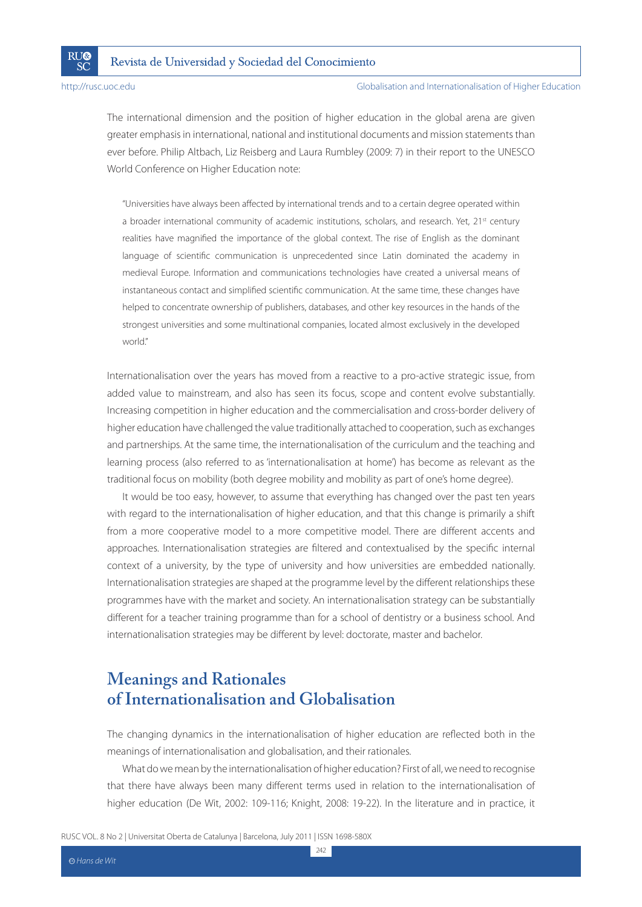The international dimension and the position of higher education in the global arena are given greater emphasis in international, national and institutional documents and mission statements than ever before. Philip Altbach, Liz Reisberg and Laura Rumbley (2009: 7) in their report to the UNESCO World Conference on Higher Education note:

> "Universities have always been affected by international trends and to a certain degree operated within a broader international community of academic institutions, scholars, and research. Yet, 21st century realities have magnified the importance of the global context. The rise of English as the dominant language of scientific communication is unprecedented since Latin dominated the academy in medieval Europe. Information and communications technologies have created a universal means of instantaneous contact and simplified scientific communication. At the same time, these changes have helped to concentrate ownership of publishers, databases, and other key resources in the hands of the strongest universities and some multinational companies, located almost exclusively in the developed world."

Internationalisation over the years has moved from a reactive to a pro-active strategic issue, from added value to mainstream, and also has seen its focus, scope and content evolve substantially. Increasing competition in higher education and the commercialisation and cross-border delivery of higher education have challenged the value traditionally attached to cooperation, such as exchanges and partnerships. At the same time, the internationalisation of the curriculum and the teaching and learning process (also referred to as 'internationalisation at home') has become as relevant as the traditional focus on mobility (both degree mobility and mobility as part of one's home degree).

It would be too easy, however, to assume that everything has changed over the past ten years with regard to the internationalisation of higher education, and that this change is primarily a shift from a more cooperative model to a more competitive model. There are different accents and approaches. Internationalisation strategies are filtered and contextualised by the specific internal context of a university, by the type of university and how universities are embedded nationally. Internationalisation strategies are shaped at the programme level by the different relationships these programmes have with the market and society. An internationalisation strategy can be substantially different for a teacher training programme than for a school of dentistry or a business school. And internationalisation strategies may be different by level: doctorate, master and bachelor.

## Meanings and Rationales of Internationalisation and Globalisation

The changing dynamics in the internationalisation of higher education are reflected both in the meanings of internationalisation and globalisation, and their rationales.

What do we mean by the internationalisation of higher education? First of all, we need to recognise that there have always been many different terms used in relation to the internationalisation of higher education (De Wit, 2002: 109-116; Knight, 2008: 19-22). In the literature and in practice, it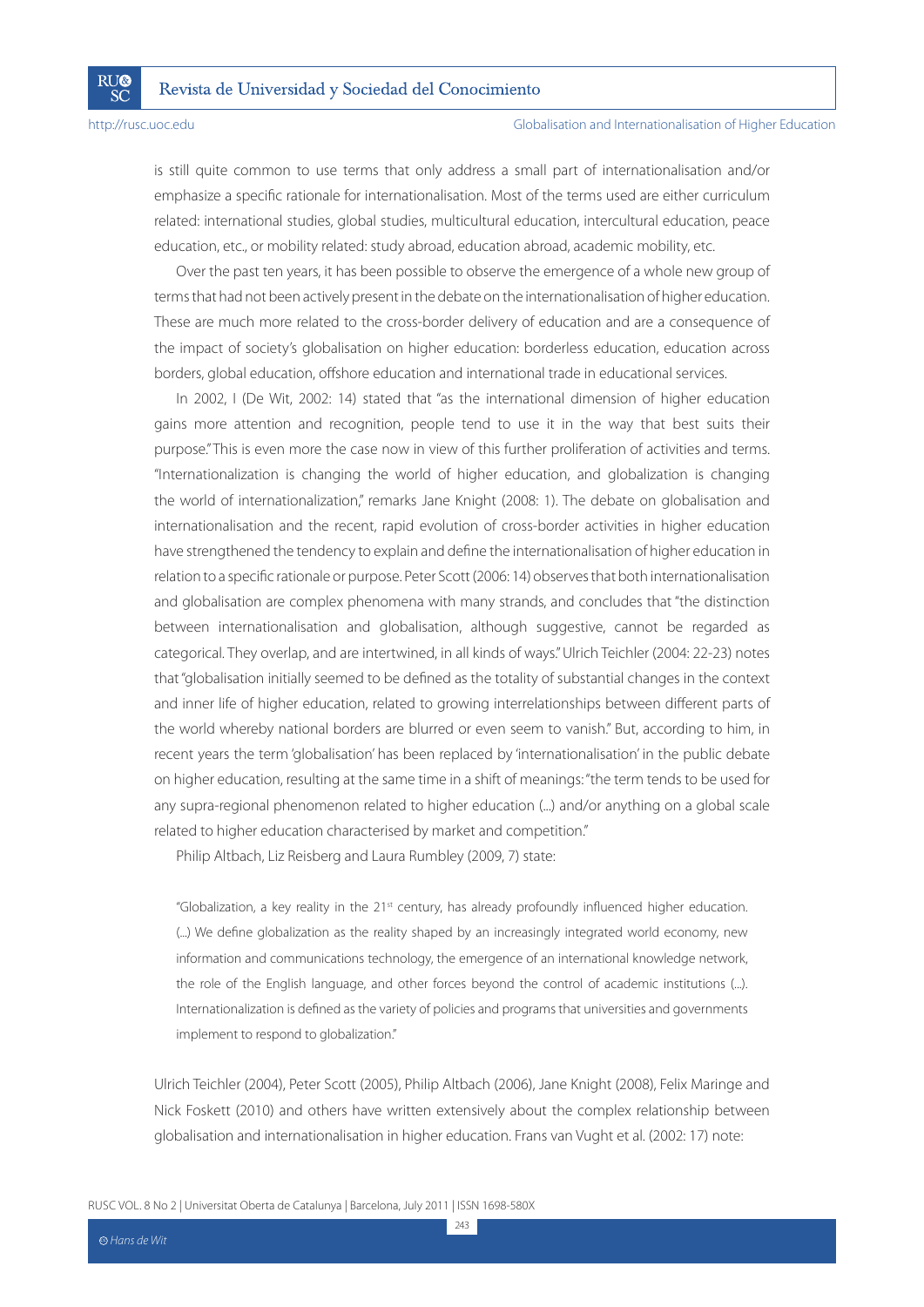is still quite common to use terms that only address a small part of internationalisation and/or emphasize a specific rationale for internationalisation. Most of the terms used are either curriculum related: international studies, global studies, multicultural education, intercultural education, peace education, etc., or mobility related: study abroad, education abroad, academic mobility, etc.

Over the past ten years, it has been possible to observe the emergence of a whole new group of terms that had not been actively present in the debate on the internationalisation of higher education. These are much more related to the cross-border delivery of education and are a consequence of the impact of society's globalisation on higher education: borderless education, education across borders, global education, offshore education and international trade in educational services.

In 2002, I (De Wit, 2002: 14) stated that "as the international dimension of higher education gains more attention and recognition, people tend to use it in the way that best suits their purpose." This is even more the case now in view of this further proliferation of activities and terms. "Internationalization is changing the world of higher education, and globalization is changing the world of internationalization," remarks Jane Knight (2008: 1). The debate on globalisation and internationalisation and the recent, rapid evolution of cross-border activities in higher education have strengthened the tendency to explain and define the internationalisation of higher education in relation to a specific rationale or purpose. Peter Scott (2006: 14) observes that both internationalisation and globalisation are complex phenomena with many strands, and concludes that "the distinction between internationalisation and globalisation, although suggestive, cannot be regarded as categorical. They overlap, and are intertwined, in all kinds of ways." Ulrich Teichler (2004: 22-23) notes that "globalisation initially seemed to be defined as the totality of substantial changes in the context and inner life of higher education, related to growing interrelationships between different parts of the world whereby national borders are blurred or even seem to vanish." But, according to him, in recent years the term 'globalisation' has been replaced by 'internationalisation' in the public debate on higher education, resulting at the same time in a shift of meanings: "the term tends to be used for any supra-regional phenomenon related to higher education (...) and/or anything on a global scale related to higher education characterised by market and competition."

Philip Altbach, Liz Reisberg and Laura Rumbley (2009, 7) state:

> "Globalization, a key reality in the 21st century, has already profoundly influenced higher education. (...) We define globalization as the reality shaped by an increasingly integrated world economy, new information and communications technology, the emergence of an international knowledge network, the role of the English language, and other forces beyond the control of academic institutions (...). Internationalization is defined as the variety of policies and programs that universities and governments implement to respond to globalization."

Ulrich Teichler (2004), Peter Scott (2005), Philip Altbach (2006), Jane Knight (2008), Felix Maringe and Nick Foskett (2010) and others have written extensively about the complex relationship between globalisation and internationalisation in higher education. Frans van Vught et al. (2002: 17) note: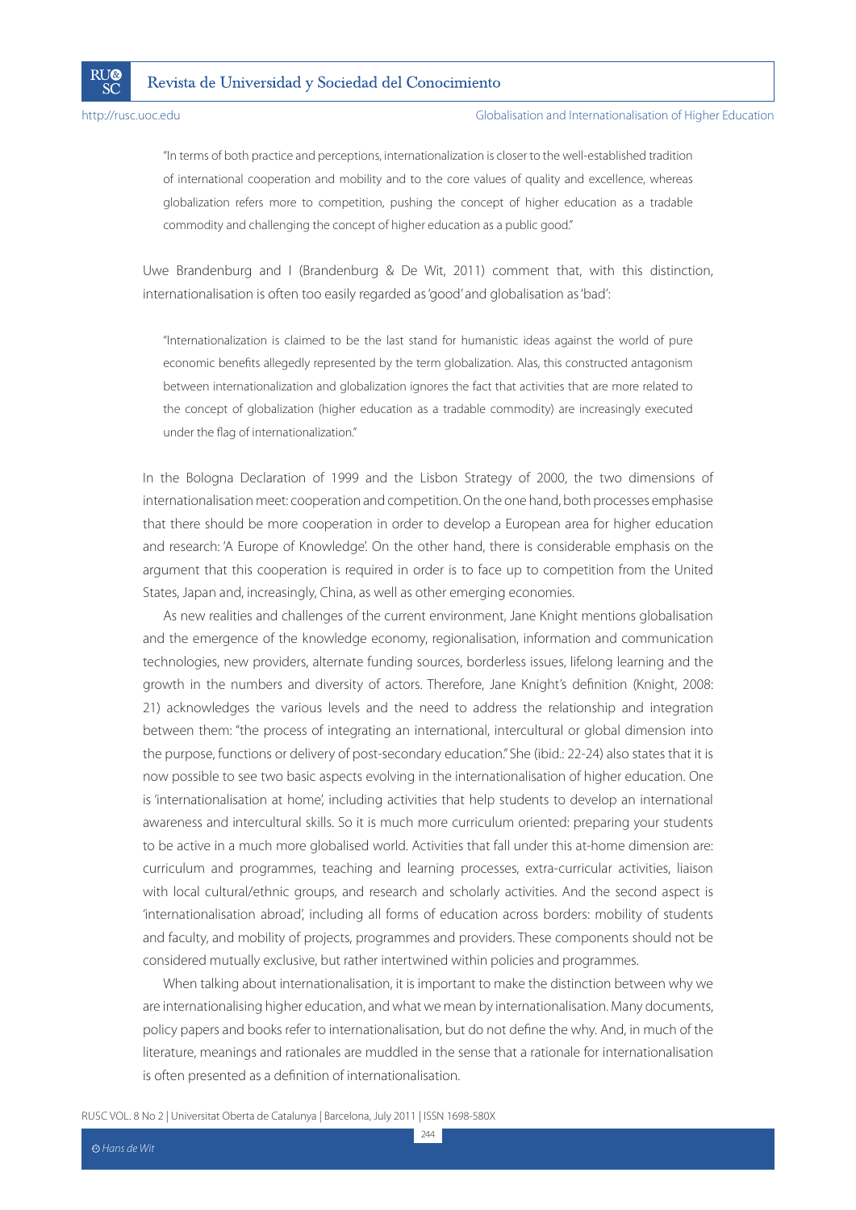> "In terms of both practice and perceptions, internationalization is closer to the well-established tradition of international cooperation and mobility and to the core values of quality and excellence, whereas globalization refers more to competition, pushing the concept of higher education as a tradable commodity and challenging the concept of higher education as a public good."

Uwe Brandenburg and I (Brandenburg & De Wit, 2011) comment that, with this distinction, internationalisation is often too easily regarded as 'good' and globalisation as 'bad':

> "Internationalization is claimed to be the last stand for humanistic ideas against the world of pure economic benefits allegedly represented by the term globalization. Alas, this constructed antagonism between internationalization and globalization ignores the fact that activities that are more related to the concept of globalization (higher education as a tradable commodity) are increasingly executed under the flag of internationalization."

In the Bologna Declaration of 1999 and the Lisbon Strategy of 2000, the two dimensions of internationalisation meet: cooperation and competition. On the one hand, both processes emphasise that there should be more cooperation in order to develop a European area for higher education and research: 'A Europe of Knowledge'. On the other hand, there is considerable emphasis on the argument that this cooperation is required in order is to face up to competition from the United States, Japan and, increasingly, China, as well as other emerging economies.

As new realities and challenges of the current environment, Jane Knight mentions globalisation and the emergence of the knowledge economy, regionalisation, information and communication technologies, new providers, alternate funding sources, borderless issues, lifelong learning and the growth in the numbers and diversity of actors. Therefore, Jane Knight's definition (Knight, 2008: 21) acknowledges the various levels and the need to address the relationship and integration between them: "the process of integrating an international, intercultural or global dimension into the purpose, functions or delivery of post-secondary education." She (ibid.: 22-24) also states that it is now possible to see two basic aspects evolving in the internationalisation of higher education. One is 'internationalisation at home', including activities that help students to develop an international awareness and intercultural skills. So it is much more curriculum oriented: preparing your students to be active in a much more globalised world. Activities that fall under this at-home dimension are: curriculum and programmes, teaching and learning processes, extra-curricular activities, liaison with local cultural/ethnic groups, and research and scholarly activities. And the second aspect is 'internationalisation abroad', including all forms of education across borders: mobility of students and faculty, and mobility of projects, programmes and providers. These components should not be considered mutually exclusive, but rather intertwined within policies and programmes.

When talking about internationalisation, it is important to make the distinction between why we are internationalising higher education, and what we mean by internationalisation. Many documents, policy papers and books refer to internationalisation, but do not define the why. And, in much of the literature, meanings and rationales are muddled in the sense that a rationale for internationalisation is often presented as a definition of internationalisation.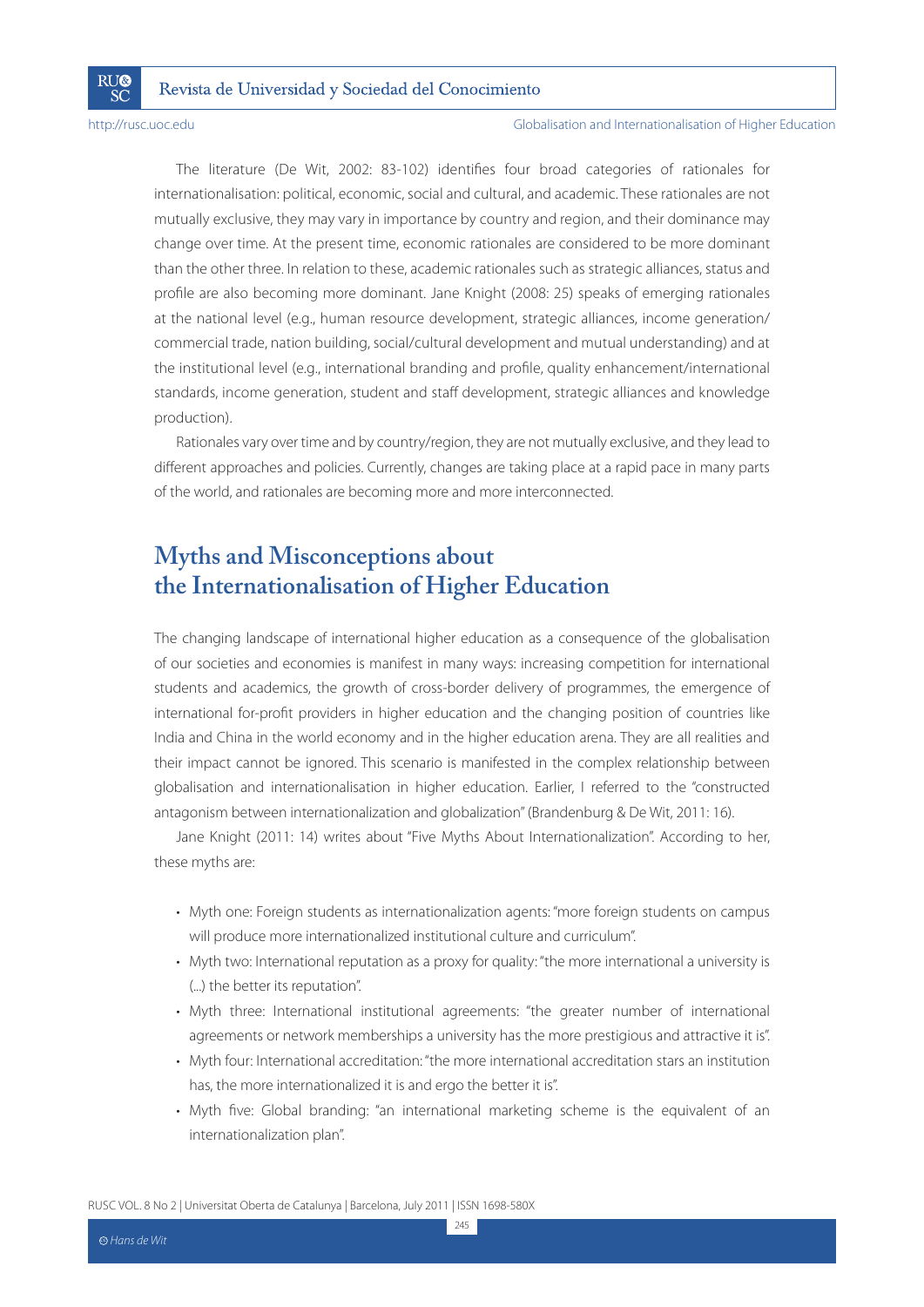The literature (De Wit, 2002: 83-102) identifies four broad categories of rationales for internationalisation: political, economic, social and cultural, and academic. These rationales are not mutually exclusive, they may vary in importance by country and region, and their dominance may change over time. At the present time, economic rationales are considered to be more dominant than the other three. In relation to these, academic rationales such as strategic alliances, status and profile are also becoming more dominant. Jane Knight (2008: 25) speaks of emerging rationales at the national level (e.g., human resource development, strategic alliances, income generation/commercial trade, nation building, social/cultural development and mutual understanding) and at the institutional level (e.g., international branding and profile, quality enhancement/international standards, income generation, student and staff development, strategic alliances and knowledge production).

Rationales vary over time and by country/region, they are not mutually exclusive, and they lead to different approaches and policies. Currently, changes are taking place at a rapid pace in many parts of the world, and rationales are becoming more and more interconnected.

## Myths and Misconceptions about the Internationalisation of Higher Education

The changing landscape of international higher education as a consequence of the globalisation of our societies and economies is manifest in many ways: increasing competition for international students and academics, the growth of cross-border delivery of programmes, the emergence of international for-profit providers in higher education and the changing position of countries like India and China in the world economy and in the higher education arena. They are all realities and their impact cannot be ignored. This scenario is manifested in the complex relationship between globalisation and internationalisation in higher education. Earlier, I referred to the "constructed antagonism between internationalization and globalization" (Brandenburg & De Wit, 2011: 16).

Jane Knight (2011: 14) writes about "Five Myths About Internationalization". According to her, these myths are:

- Myth one: Foreign students as internationalization agents: "more foreign students on campus will produce more internationalized institutional culture and curriculum".
- Myth two: International reputation as a proxy for quality: "the more international a university is (...) the better its reputation".
- Myth three: International institutional agreements: "the greater number of international agreements or network memberships a university has the more prestigious and attractive it is".
- Myth four: International accreditation: "the more international accreditation stars an institution has, the more internationalized it is and ergo the better it is".
- Myth five: Global branding: "an international marketing scheme is the equivalent of an internationalization plan".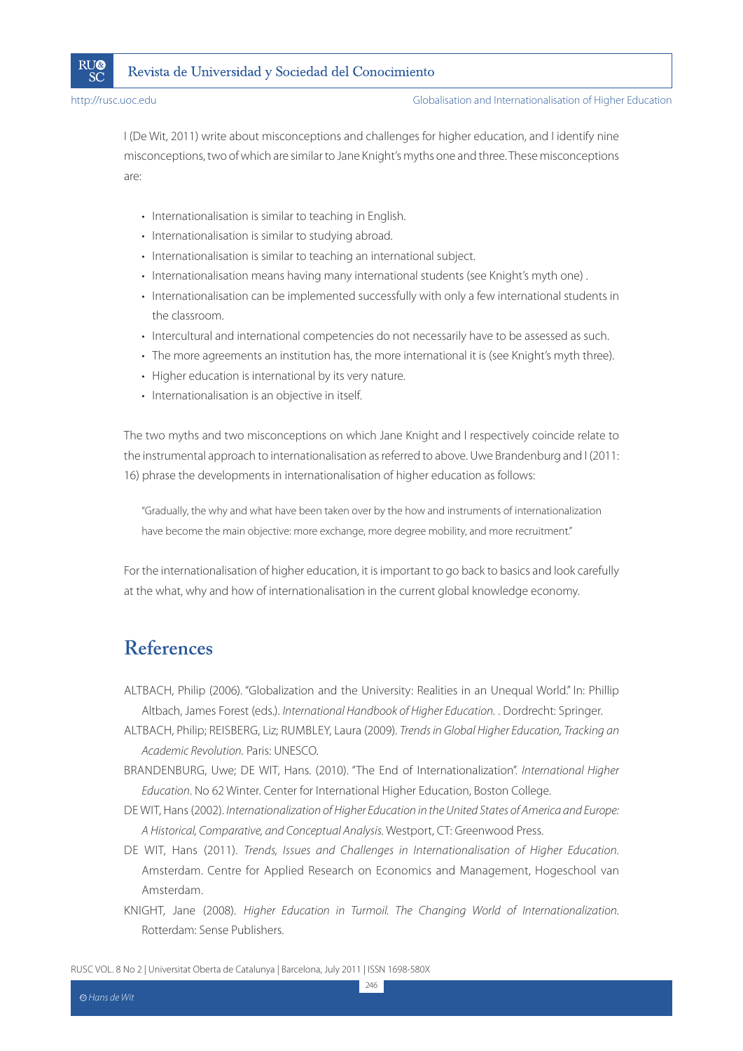I (De Wit, 2011) write about misconceptions and challenges for higher education, and I identify nine misconceptions, two of which are similar to Jane Knight's myths one and three. These misconceptions are:

- Internationalisation is similar to teaching in English.
- Internationalisation is similar to studying abroad.
- Internationalisation is similar to teaching an international subject.
- Internationalisation means having many international students (see Knight's myth one) .
- Internationalisation can be implemented successfully with only a few international students in the classroom.
- Intercultural and international competencies do not necessarily have to be assessed as such.
- The more agreements an institution has, the more international it is (see Knight's myth three).
- Higher education is international by its very nature.
- Internationalisation is an objective in itself.

The two myths and two misconceptions on which Jane Knight and I respectively coincide relate to the instrumental approach to internationalisation as referred to above. Uwe Brandenburg and I (2011: 16) phrase the developments in internationalisation of higher education as follows:

> "Gradually, the why and what have been taken over by the how and instruments of internationalization have become the main objective: more exchange, more degree mobility, and more recruitment."

For the internationalisation of higher education, it is important to go back to basics and look carefully at the what, why and how of internationalisation in the current global knowledge economy.

## References

ALTBACH, Philip (2006). "Globalization and the University: Realities in an Unequal World." In: Phillip Altbach, James Forest (eds.). *International Handbook of Higher Education.* . Dordrecht: Springer.

ALTBACH, Philip; REISBERG, Liz; RUMBLEY, Laura (2009). *Trends in Global Higher Education, Tracking an Academic Revolution.* Paris: UNESCO.

BRANDENBURG, Uwe; DE WIT, Hans. (2010). "The End of Internationalization". *International Higher Education*. No 62 Winter. Center for International Higher Education, Boston College.

DE WIT, Hans (2002). *Internationalization of Higher Education in the United States of America and Europe: A Historical, Comparative, and Conceptual Analysis.* Westport, CT: Greenwood Press.

DE WIT, Hans (2011). *Trends, Issues and Challenges in Internationalisation of Higher Education.* Amsterdam. Centre for Applied Research on Economics and Management, Hogeschool van Amsterdam.

KNIGHT, Jane (2008). *Higher Education in Turmoil. The Changing World of Internationalization.* Rotterdam: Sense Publishers.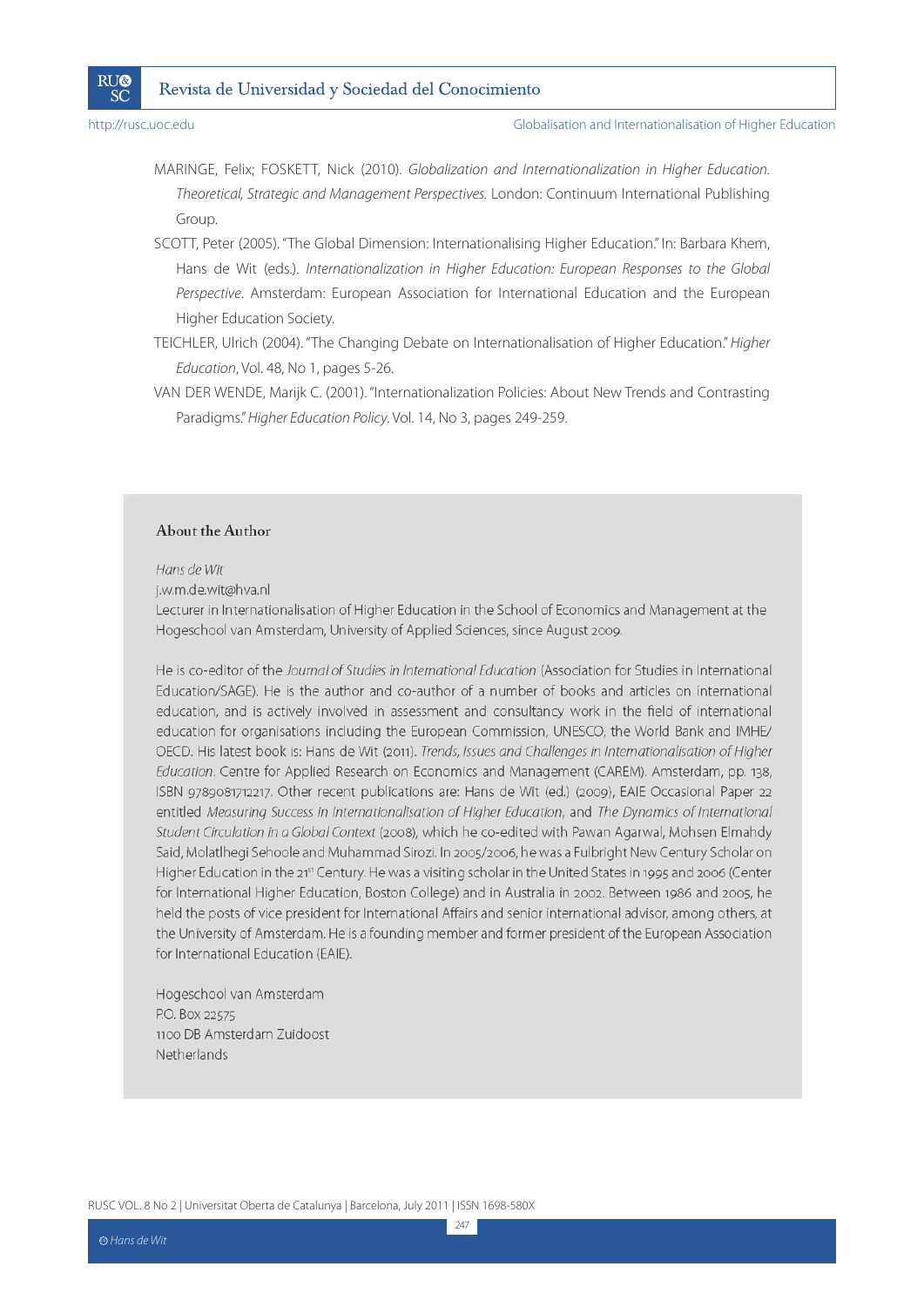MARINGE, Felix; FOSKETT, Nick (2010). *Globalization and Internationalization in Higher Education. Theoretical, Strategic and Management Perspectives*. London: Continuum International Publishing Group.

SCOTT, Peter (2005). "The Global Dimension: Internationalising Higher Education." In: Barbara Khem, Hans de Wit (eds.). *Internationalization in Higher Education: European Responses to the Global Perspective*. Amsterdam: European Association for International Education and the European Higher Education Society.

TEICHLER, Ulrich (2004). "The Changing Debate on Internationalisation of Higher Education." *Higher Education*, Vol. 48, No 1, pages 5-26.

VAN DER WENDE, Marijk C. (2001). "Internationalization Policies: About New Trends and Contrasting Paradigms." *Higher Education Policy*. Vol. 14, No 3, pages 249-259.

## About the Author

*Hans de Wit*
j.w.m.de.wit@hva.nl
Lecturer in Internationalisation of Higher Education in the School of Economics and Management at the Hogeschool van Amsterdam, University of Applied Sciences, since August 2009.

He is co-editor of the *Journal of Studies in International Education* (Association for Studies in International Education/SAGE). He is the author and co-author of a number of books and articles on international education, and is actively involved in assessment and consultancy work in the field of international education for organisations including the European Commission, UNESCO, the World Bank and IMHE/OECD. His latest book is: Hans de Wit (2011). *Trends, Issues and Challenges in Internationalisation of Higher Education*. Centre for Applied Research on Economics and Management (CAREM). Amsterdam, pp. 138, ISBN 9789081712217. Other recent publications are: Hans de Wit (ed.) (2009), EAIE Occasional Paper 22 entitled *Measuring Success in Internationalisation of Higher Education*, and *The Dynamics of International Student Circulation in a Global Context* (2008), which he co-edited with Pawan Agarwal, Mohsen Elmahdy Said, Molatlhegi Sehoole and Muhammad Sirozi. In 2005/2006, he was a Fulbright New Century Scholar on Higher Education in the 21st Century. He was a visiting scholar in the United States in 1995 and 2006 (Center for International Higher Education, Boston College) and in Australia in 2002. Between 1986 and 2005, he held the posts of vice president for International Affairs and senior international advisor, among others, at the University of Amsterdam. He is a founding member and former president of the European Association for International Education (EAIE).

Hogeschool van Amsterdam
P.O. Box 22575
1100 DB Amsterdam Zuidoost
Netherlands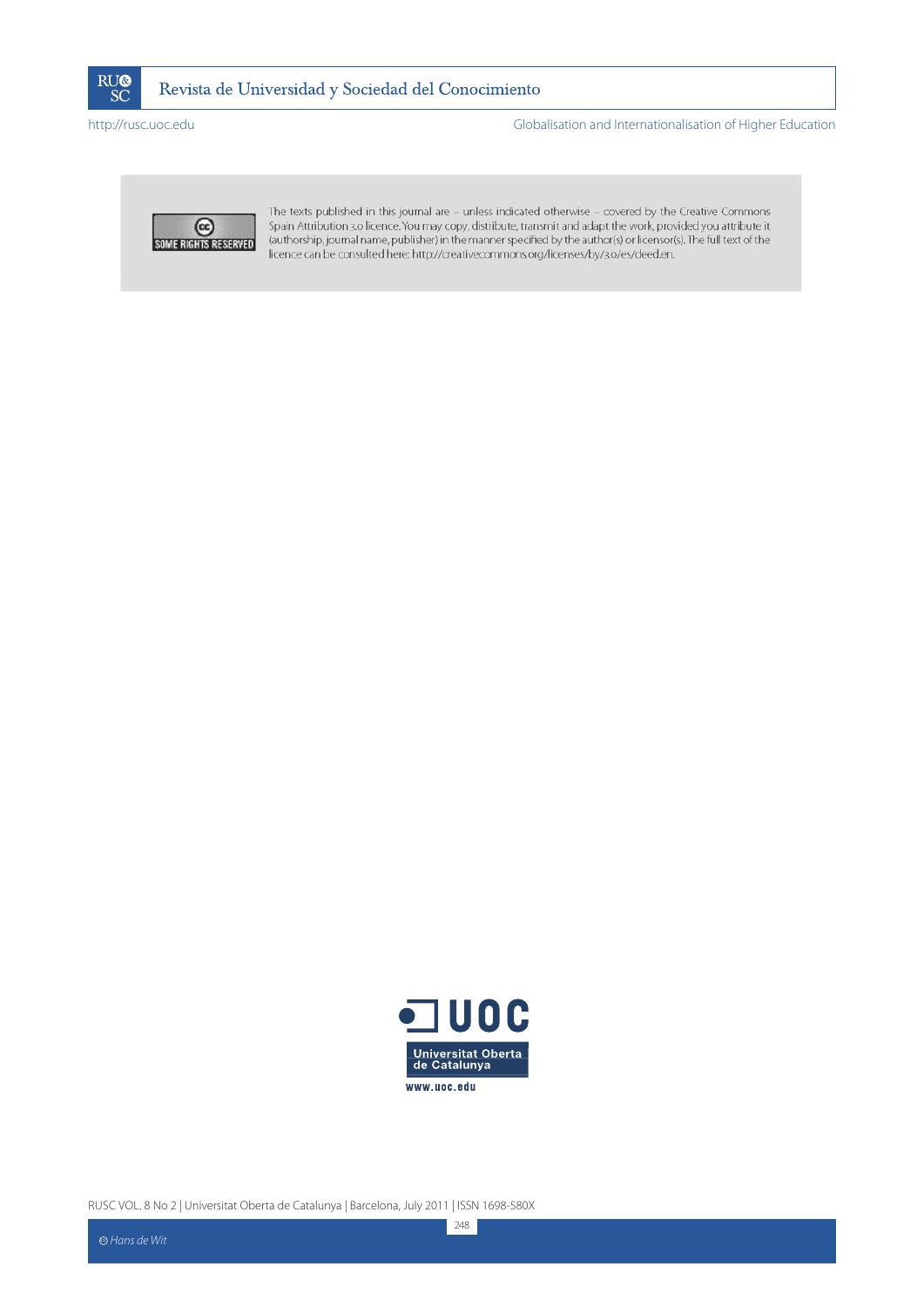The texts published in this journal are – unless indicated otherwise – covered by the Creative Commons Spain Attribution 3.0 licence. You may copy, distribute, transmit and adapt the work, provided you attribute it (authorship, journal name, publisher) in the manner specified by the author(s) or licensor(s). The full text of the licence can be consulted here: http://creativecommons.org/licenses/by/3.0/es/deed.en.

UOC

Universitat Oberta de Catalunya

www.uoc.edu